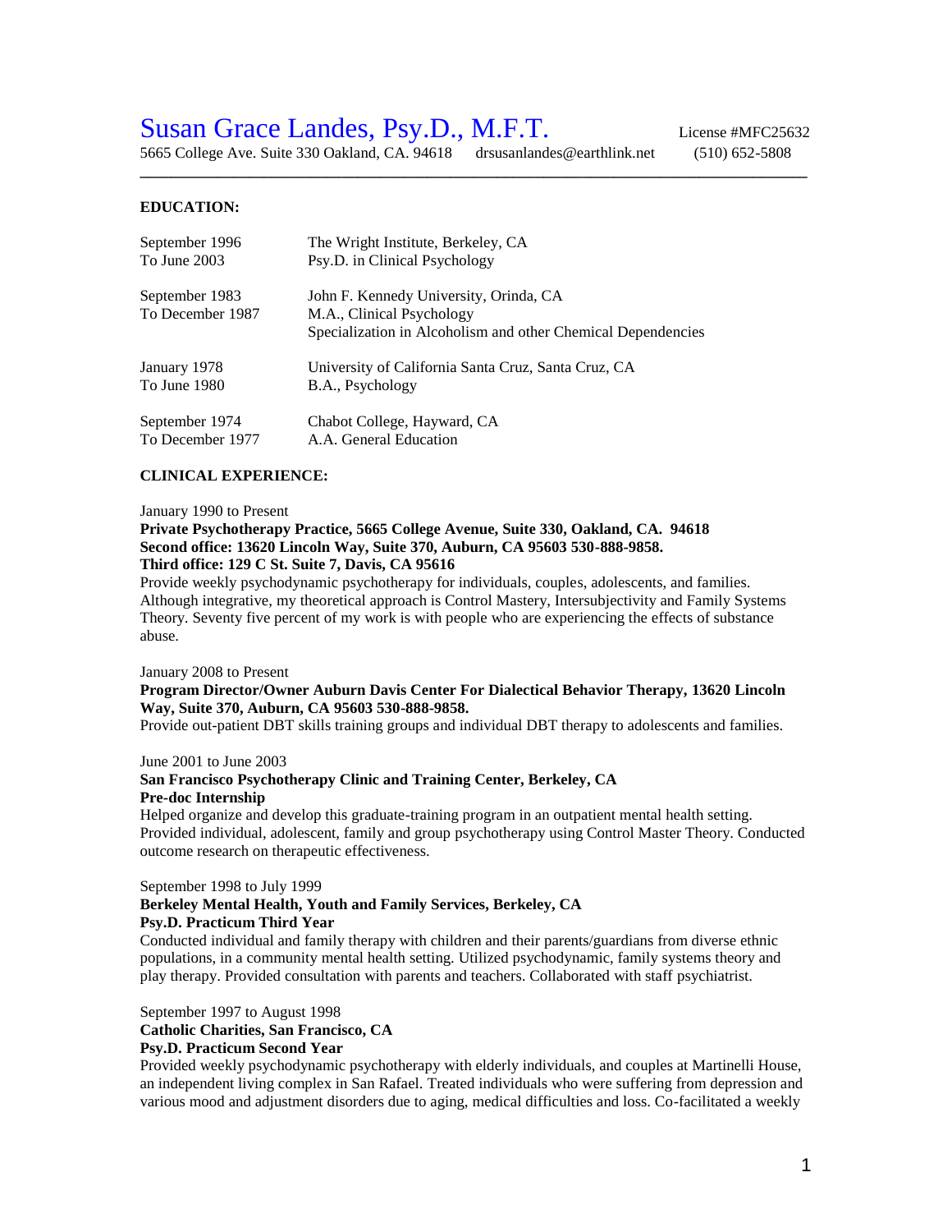# Susan Grace Landes, Psy.D., M.F.T.

License #MFC25632

5665 College Ave. Suite 330 Oakland, CA. 94618 drsusanlandes@earthlink.net (510) 652-5808

---

## EDUCATION:

| | |
|---|---|
| September 1996 To June 2003 | The Wright Institute, Berkeley, CA<br>Psy.D. in Clinical Psychology |
| September 1983 To December 1987 | John F. Kennedy University, Orinda, CA<br>M.A., Clinical Psychology<br>Specialization in Alcoholism and other Chemical Dependencies |
| January 1978 To June 1980 | University of California Santa Cruz, Santa Cruz, CA<br>B.A., Psychology |
| September 1974 To December 1977 | Chabot College, Hayward, CA<br>A.A. General Education |

## CLINICAL EXPERIENCE:

January 1990 to Present

**Private Psychotherapy Practice, 5665 College Avenue, Suite 330, Oakland, CA. 94618**
**Second office: 13620 Lincoln Way, Suite 370, Auburn, CA 95603 530-888-9858.**
**Third office: 129 C St. Suite 7, Davis, CA 95616**

Provide weekly psychodynamic psychotherapy for individuals, couples, adolescents, and families. Although integrative, my theoretical approach is Control Mastery, Intersubjectivity and Family Systems Theory. Seventy five percent of my work is with people who are experiencing the effects of substance abuse.

January 2008 to Present

**Program Director/Owner Auburn Davis Center For Dialectical Behavior Therapy, 13620 Lincoln Way, Suite 370, Auburn, CA 95603 530-888-9858.**

Provide out-patient DBT skills training groups and individual DBT therapy to adolescents and families.

June 2001 to June 2003

**San Francisco Psychotherapy Clinic and Training Center, Berkeley, CA**
**Pre-doc Internship**

Helped organize and develop this graduate-training program in an outpatient mental health setting. Provided individual, adolescent, family and group psychotherapy using Control Master Theory. Conducted outcome research on therapeutic effectiveness.

September 1998 to July 1999

**Berkeley Mental Health, Youth and Family Services, Berkeley, CA**
**Psy.D. Practicum Third Year**

Conducted individual and family therapy with children and their parents/guardians from diverse ethnic populations, in a community mental health setting. Utilized psychodynamic, family systems theory and play therapy. Provided consultation with parents and teachers. Collaborated with staff psychiatrist.

September 1997 to August 1998

**Catholic Charities, San Francisco, CA**
**Psy.D. Practicum Second Year**

Provided weekly psychodynamic psychotherapy with elderly individuals, and couples at Martinelli House, an independent living complex in San Rafael. Treated individuals who were suffering from depression and various mood and adjustment disorders due to aging, medical difficulties and loss. Co-facilitated a weekly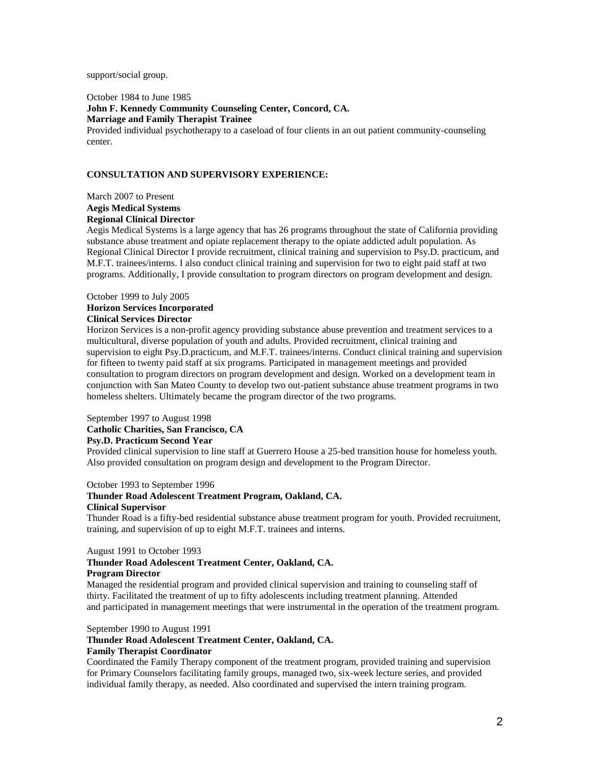support/social group.

October 1984 to June 1985
**John F. Kennedy Community Counseling Center, Concord, CA.**
**Marriage and Family Therapist Trainee**
Provided individual psychotherapy to a caseload of four clients in an out patient community-counseling center.

## CONSULTATION AND SUPERVISORY EXPERIENCE:

March 2007 to Present
**Aegis Medical Systems**
**Regional Clinical Director**
Aegis Medical Systems is a large agency that has 26 programs throughout the state of California providing substance abuse treatment and opiate replacement therapy to the opiate addicted adult population. As Regional Clinical Director I provide recruitment, clinical training and supervision to Psy.D. practicum, and M.F.T. trainees/interns. I also conduct clinical training and supervision for two to eight paid staff at two programs. Additionally, I provide consultation to program directors on program development and design.

October 1999 to July 2005
**Horizon Services Incorporated**
**Clinical Services Director**
Horizon Services is a non-profit agency providing substance abuse prevention and treatment services to a multicultural, diverse population of youth and adults. Provided recruitment, clinical training and supervision to eight Psy.D.practicum, and M.F.T. trainees/interns. Conduct clinical training and supervision for fifteen to twenty paid staff at six programs. Participated in management meetings and provided consultation to program directors on program development and design. Worked on a development team in conjunction with San Mateo County to develop two out-patient substance abuse treatment programs in two homeless shelters. Ultimately became the program director of the two programs.

September 1997 to August 1998
**Catholic Charities, San Francisco, CA**
**Psy.D. Practicum Second Year**
Provided clinical supervision to line staff at Guerrero House a 25-bed transition house for homeless youth. Also provided consultation on program design and development to the Program Director.

October 1993 to September 1996
**Thunder Road Adolescent Treatment Program, Oakland, CA.**
**Clinical Supervisor**
Thunder Road is a fifty-bed residential substance abuse treatment program for youth. Provided recruitment, training, and supervision of up to eight M.F.T. trainees and interns.

August 1991 to October 1993
**Thunder Road Adolescent Treatment Center, Oakland, CA.**
**Program Director**
Managed the residential program and provided clinical supervision and training to counseling staff of thirty. Facilitated the treatment of up to fifty adolescents including treatment planning. Attended and participated in management meetings that were instrumental in the operation of the treatment program.

September 1990 to August 1991
**Thunder Road Adolescent Treatment Center, Oakland, CA.**
**Family Therapist Coordinator**
Coordinated the Family Therapy component of the treatment program, provided training and supervision for Primary Counselors facilitating family groups, managed two, six-week lecture series, and provided individual family therapy, as needed. Also coordinated and supervised the intern training program.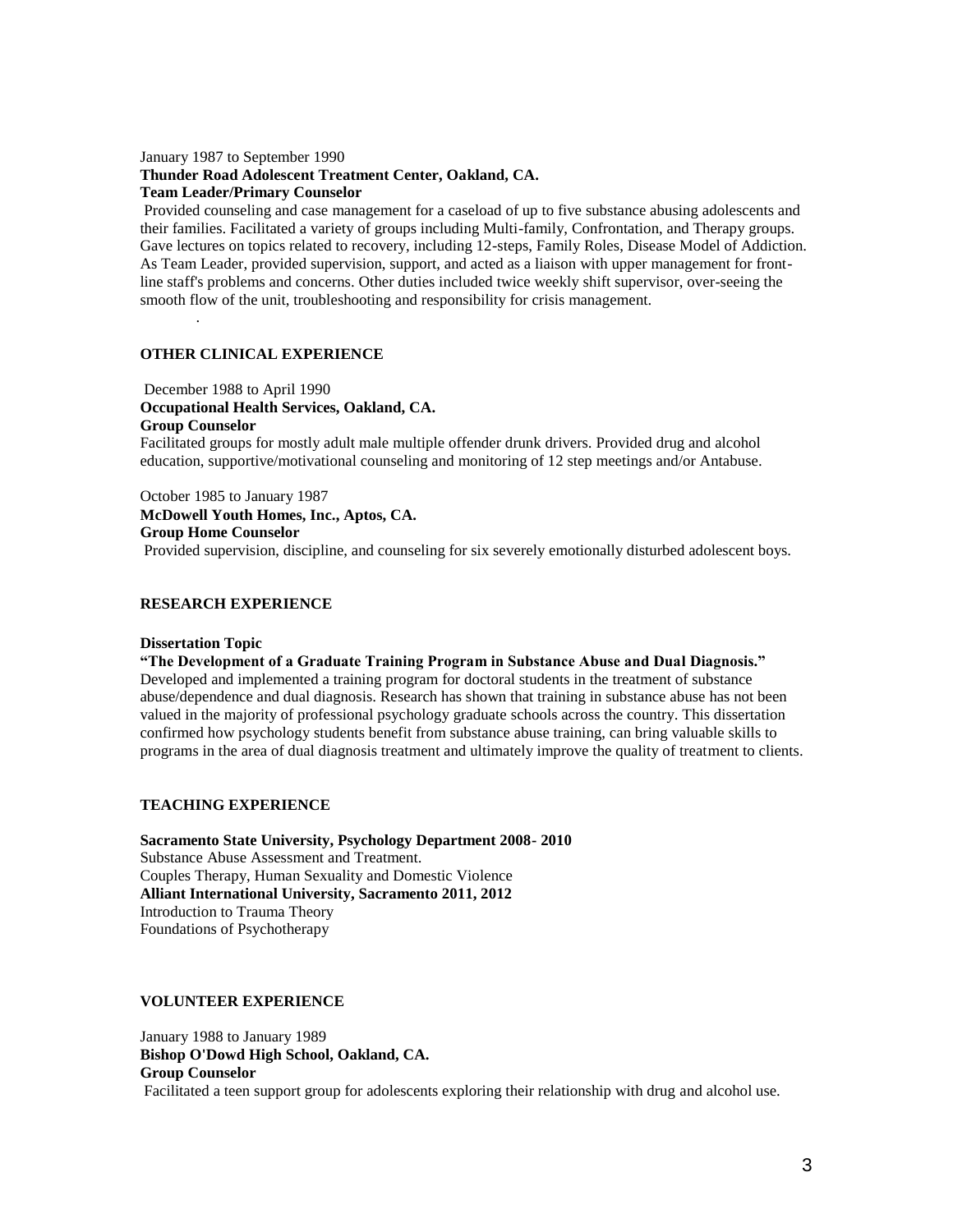January 1987 to September 1990
**Thunder Road Adolescent Treatment Center, Oakland, CA.**
**Team Leader/Primary Counselor**

Provided counseling and case management for a caseload of up to five substance abusing adolescents and their families. Facilitated a variety of groups including Multi-family, Confrontation, and Therapy groups. Gave lectures on topics related to recovery, including 12-steps, Family Roles, Disease Model of Addiction. As Team Leader, provided supervision, support, and acted as a liaison with upper management for front-line staff's problems and concerns. Other duties included twice weekly shift supervisor, over-seeing the smooth flow of the unit, troubleshooting and responsibility for crisis management.

## OTHER CLINICAL EXPERIENCE

December 1988 to April 1990
**Occupational Health Services, Oakland, CA.**
**Group Counselor**

Facilitated groups for mostly adult male multiple offender drunk drivers. Provided drug and alcohol education, supportive/motivational counseling and monitoring of 12 step meetings and/or Antabuse.

October 1985 to January 1987
**McDowell Youth Homes, Inc., Aptos, CA.**
**Group Home Counselor**

Provided supervision, discipline, and counseling for six severely emotionally disturbed adolescent boys.

## RESEARCH EXPERIENCE

**Dissertation Topic**
**"The Development of a Graduate Training Program in Substance Abuse and Dual Diagnosis."**

Developed and implemented a training program for doctoral students in the treatment of substance abuse/dependence and dual diagnosis. Research has shown that training in substance abuse has not been valued in the majority of professional psychology graduate schools across the country. This dissertation confirmed how psychology students benefit from substance abuse training, can bring valuable skills to programs in the area of dual diagnosis treatment and ultimately improve the quality of treatment to clients.

## TEACHING EXPERIENCE

**Sacramento State University, Psychology Department 2008- 2010**
Substance Abuse Assessment and Treatment.
Couples Therapy, Human Sexuality and Domestic Violence
**Alliant International University, Sacramento 2011, 2012**
Introduction to Trauma Theory
Foundations of Psychotherapy

## VOLUNTEER EXPERIENCE

January 1988 to January 1989
**Bishop O'Dowd High School, Oakland, CA.**
**Group Counselor**

Facilitated a teen support group for adolescents exploring their relationship with drug and alcohol use.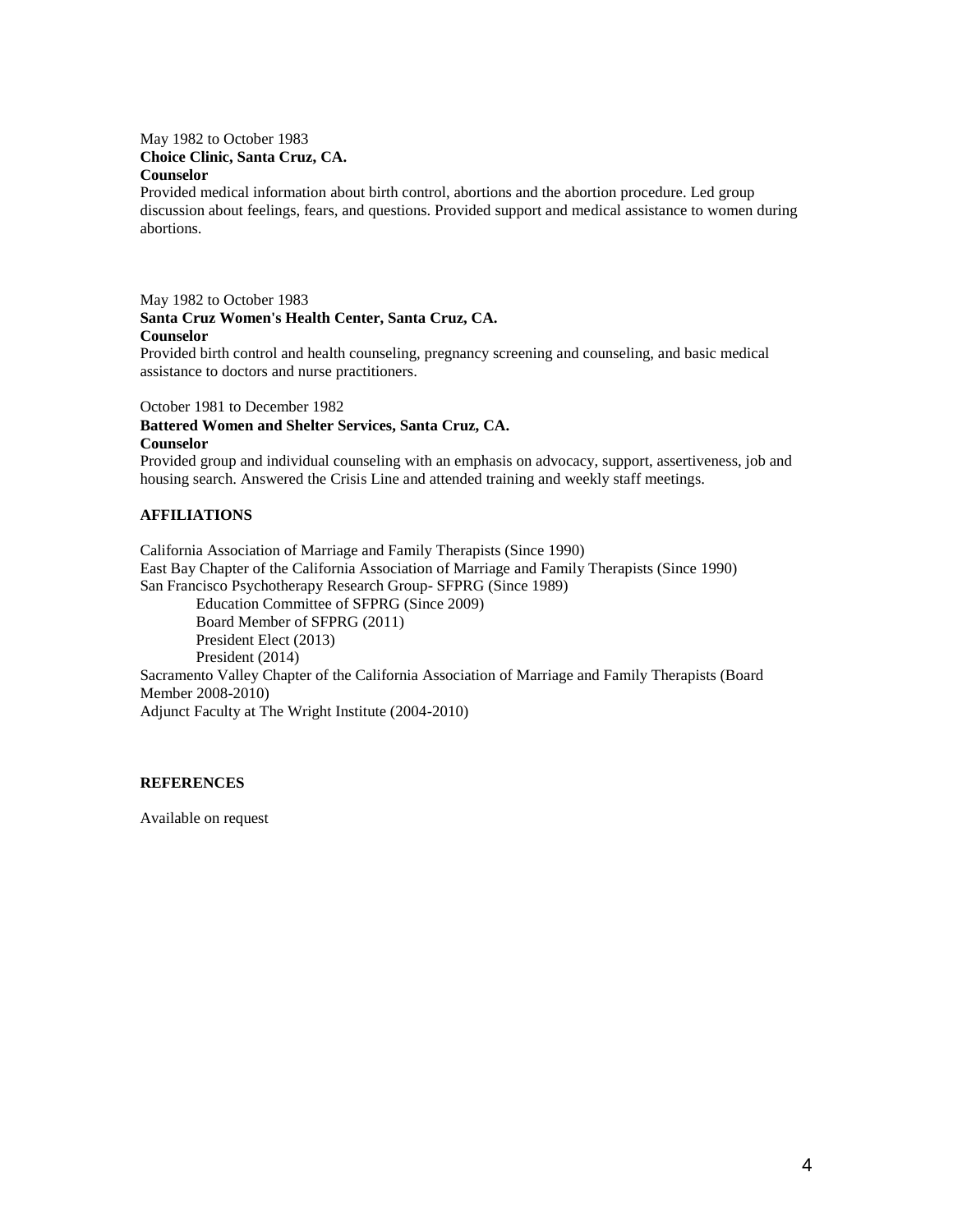May 1982 to October 1983
**Choice Clinic, Santa Cruz, CA.**
**Counselor**
Provided medical information about birth control, abortions and the abortion procedure. Led group discussion about feelings, fears, and questions. Provided support and medical assistance to women during abortions.

May 1982 to October 1983
**Santa Cruz Women's Health Center, Santa Cruz, CA.**
**Counselor**
Provided birth control and health counseling, pregnancy screening and counseling, and basic medical assistance to doctors and nurse practitioners.

October 1981 to December 1982
**Battered Women and Shelter Services, Santa Cruz, CA.**
**Counselor**
Provided group and individual counseling with an emphasis on advocacy, support, assertiveness, job and housing search. Answered the Crisis Line and attended training and weekly staff meetings.

## AFFILIATIONS

California Association of Marriage and Family Therapists (Since 1990)
East Bay Chapter of the California Association of Marriage and Family Therapists (Since 1990)
San Francisco Psychotherapy Research Group- SFPRG (Since 1989)
- Education Committee of SFPRG (Since 2009)
- Board Member of SFPRG (2011)
- President Elect (2013)
- President (2014)

Sacramento Valley Chapter of the California Association of Marriage and Family Therapists (Board Member 2008-2010)
Adjunct Faculty at The Wright Institute (2004-2010)

## REFERENCES

Available on request